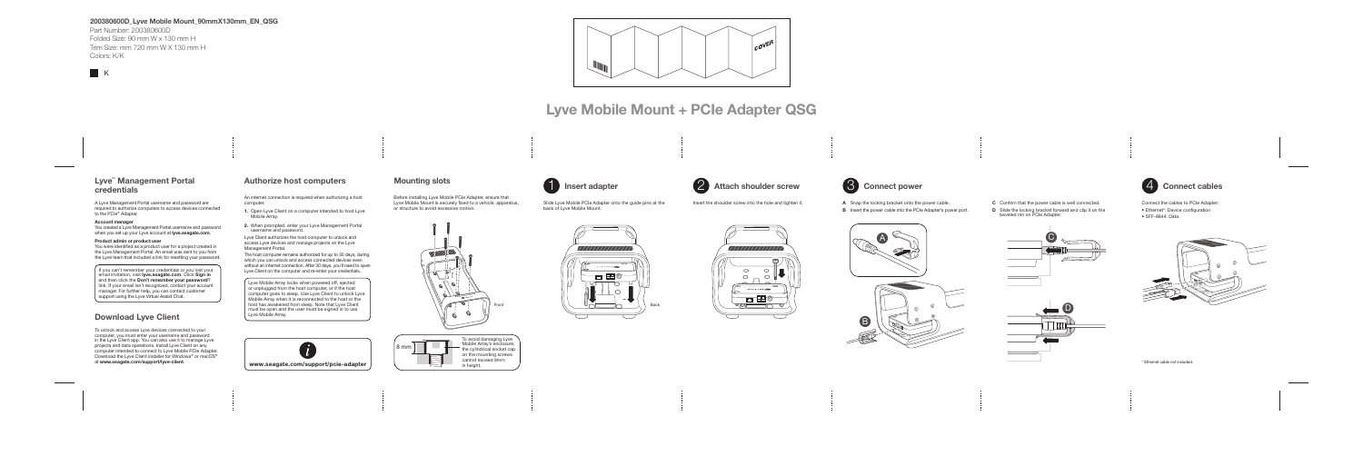**200380600D_Lyve Mobile Mount_90mmX130mm_EN_QSG**

Part Number: 200380600D
Folded Size: 90 mm W x 130 mm H
Trim Size: mm 720 mm W X 130 mm H
Colors: K/K

K

COVER

# Lyve Mobile Mount + PCIe Adapter QSG

## Lyve™ Management Portal credentials

A Lyve Management Portal username and password are required to authorize computers to access devices connected to the PCIe® Adapter.

**Account manager**
You created a Lyve Management Portal username and password when you set up your Lyve account at **lyve.seagate.com.**

**Product admin or product user**
You were identified as a product user for a project created in the Lyve Management Portal. An email was sent to you from the Lyve team that included a link for resetting your password.

If you can't remember your credentials or you lost your email invitation, visit **lyve.seagate.com**. Click **Sign in** and then click the **Don't remember your password?** link. If your email isn't recognized, contact your account manager. For further help, you can contact customer support using the Lyve Virtual Assist Chat.

## Download Lyve Client

To unlock and access Lyve devices connected to your computer, you must enter your username and password in the Lyve Client app. You can also use it to manage Lyve projects and data operations. Install Lyve Client on any computer intended to connect to Lyve Mobile PCIe Adapter. Download the Lyve Client installer for Windows® or macOS® at **www.seagate.com/support/lyve-client**.

## Authorize host computers

An internet connection is required when authorizing a host computer.

1. Open Lyve Client on a computer intended to host Lyve Mobile Array.
2. When prompted, enter your Lyve Management Portal username and password.

Lyve Client authorizes the host computer to unlock and access Lyve devices and manage projects on the Lyve Management Portal.

The host computer remains authorized for up to 30 days, during which you can unlock and access connected devices even without an internet connection. After 30 days, you'll need to open Lyve Client on the computer and re-enter your credentials.

Lyve Mobile Array locks when powered off, ejected or unplugged from the host computer, or if the host computer goes to sleep. Use Lyve Client to unlock Lyve Mobile Array when it is reconnected to the host or the host has awakened from sleep. Note that Lyve Client must be open and the user must be signed in to use Lyve Mobile Array.

**www.seagate.com/support/pcie-adapter**

## Mounting slots

Before installing Lyve Mobile PCIe Adapter, ensure that Lyve Mobile Mount is securely fixed to a vehicle, apparatus, or structure to avoid excessive motion.

Front

8 mm

To avoid damaging Lyve Mobile Array's enclosure, the cylindrical socket cap on the mounting screws cannot exceed 8mm in height.

## 1 Insert adapter

Slide Lyve Mobile PCIe Adapter onto the guide pins at the back of Lyve Mobile Mount.

Back

## 2 Attach shoulder screw

Insert the shoulder screw into the hole and tighten it.

## 3 Connect power

**A** Snap the locking bracket onto the power cable.
**B** Insert the power cable into the PCIe Adapter's power port.

**C** Confirm that the power cable is well connected.
**D** Slide the locking bracket forward and clip it on the beveled rim on PCIe Adapter.

## 4 Connect cables

Connect the cables to PCIe Adapter:

- Ethernet*: Device configuration
- SFF-8644: Data

*Ethernet cable not included.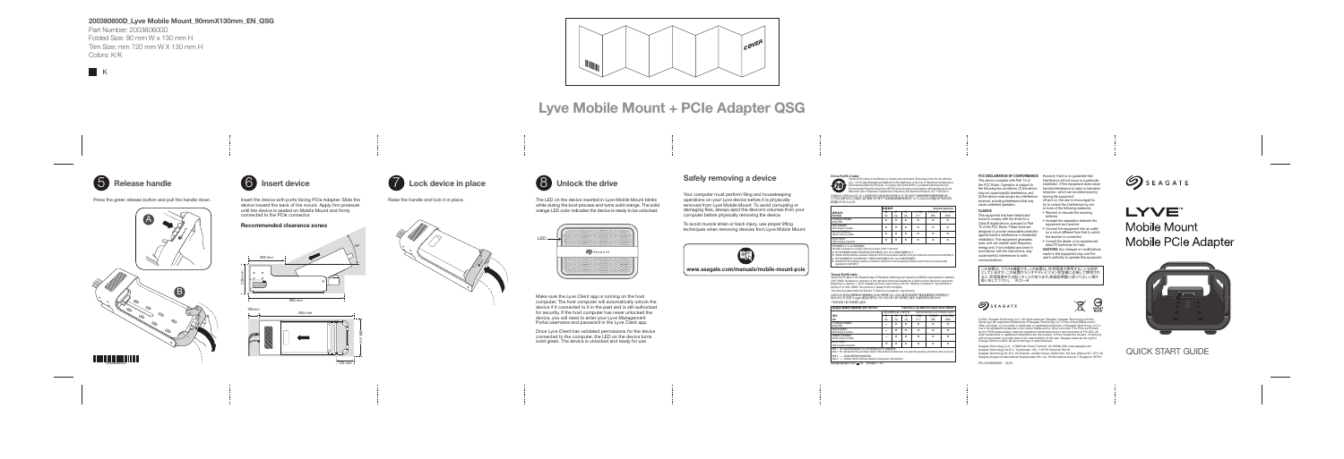**200380600D_Lyve Mobile Mount_90mmX130mm_EN_QSG**

Part Number: 200380600D
Folded Size: 90 mm W x 130 mm H
Trim Size: mm 720 mm W X 130 mm H
Colors: K/K

K

COVER

# Lyve Mobile Mount + PCIe Adapter QSG

## 5 Release handle

Press the green release button and pull the handle down.

A

B

## 6 Insert device

Insert the device with ports facing PCIe Adapter. Slide the device toward the back of the mount. Apply firm pressure until the device is seated on Mobile Mount and firmly connected to the PCIe connector.

### Recommended clearance zones

260 mm

25°

230 mm

685 mm

160 mm

585 mm

130 mm

## 7 Lock device in place

Raise the handle and lock it in place.

## 8 Unlock the drive

The LED on the device inserted in Lyve Mobile Mount blinks white during the boot process and turns solid orange. The solid orange LED color indicates the device is ready to be unlocked.

LED

Make sure the Lyve Client app is running on the host computer. The host computer will automatically unlock the device if it connected to it in the past and is still authorized for security. If the host computer has never unlocked the device, you will need to enter your Lyve Management Portal username and password in the Lyve Client app.

Once Lyve Client has validated permissions for the device connected to the computer, the LED on the device turns solid green. The device is unlocked and ready for use.

## Safely removing a device

Your computer must perform filing and housekeeping operations on your Lyve device before it is physically removed from Lyve Mobile Mount. To avoid corrupting or damaging files, always eject the device's volumes from your computer before physically removing the device.

To avoid muscle strain or back injury, use proper lifting techniques when removing devices from Lyve Mobile Mount.

**www.seagate.com/manuals/mobile-mount-pcie**

## FCC DECLARATION OF CONFORMANCE

This device complies with Part 15 of the FCC Rules. Operation is subject to the following two conditions: (1) this device may not cause harmful interference, and (2) this device must accept any interference received, including interference that may cause undesired operation.

### CLASS B

This equipment has been tested and found to comply with the limits for a Class B digital device, pursuant to Part 15 of the FCC Rules. These limits are designed to provide reasonable protection against harmful interference in residential installation. This equipment generates, uses, and can radiate radio frequency energy and, if not installed and used in accordance with the instructions, may cause harmful interference to radio communications.

However, there is no guarantee that interference will not occur in a particular installation. If this equipment does cause harmful interference to radio or television reception, which can be determined by turning the equipment off and on, the user is encouraged to try to correct the interference by one or more of the following measures:

- Reorient or relocate the receiving antenna.
- Increase the separation between the equipment and receiver.
- Connect the equipment into an outlet on a circuit different from that to which the receiver is connected.
- Consult the dealer or an experienced radio/TV technician for help.

**CAUTION:** Any changes or modifications made to this equipment may void the user's authority to operate this equipment.

この装置は、クラスB機器です。この装置は、住宅環境で使用することを目的としていますが、この装置がラジオやテレビジョン受信機に近接して使用されると、受信障害を引き起こすことがあります。取扱説明書に従って正しい取り扱いをして下さい。 VCCI－B

SEAGATE

# LYVE™ Mobile Mount Mobile PCIe Adapter

QUICK START GUIDE